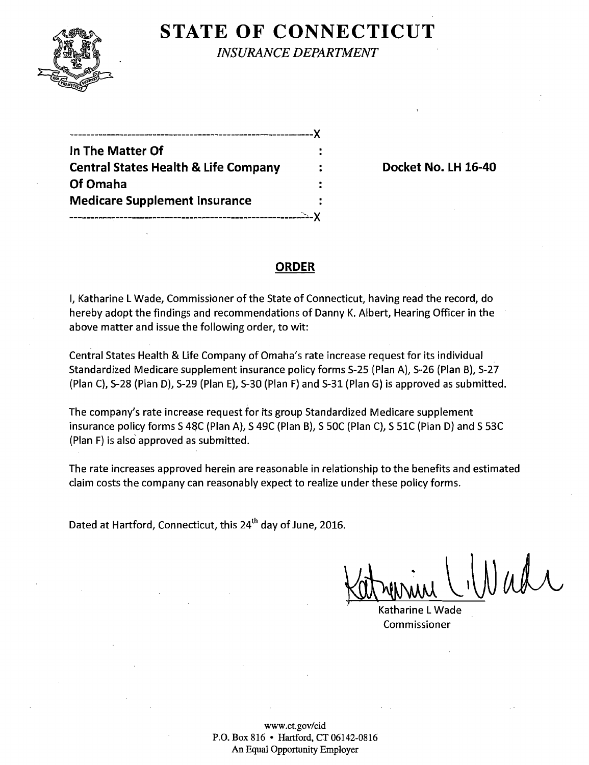# STATE OF CONNECTICUT

*INSURANCE DEPARTMENT*

---

**In The Matter Of**
**Central States Health & Life Company**
**Of Omaha**
**Medicare Supplement Insurance**

---

**Docket No. LH 16-40**

## ORDER

I, Katharine L Wade, Commissioner of the State of Connecticut, having read the record, do hereby adopt the findings and recommendations of Danny K. Albert, Hearing Officer in the above matter and issue the following order, to wit:

Central States Health & Life Company of Omaha's rate increase request for its individual Standardized Medicare supplement insurance policy forms S-25 (Plan A), S-26 (Plan B), S-27 (Plan C), S-28 (Plan D), S-29 (Plan E), S-30 (Plan F) and S-31 (Plan G) is approved as submitted.

The company's rate increase request for its group Standardized Medicare supplement insurance policy forms S 48C (Plan A), S 49C (Plan B), S 50C (Plan C), S 51C (Plan D) and S 53C (Plan F) is also approved as submitted.

The rate increases approved herein are reasonable in relationship to the benefits and estimated claim costs the company can reasonably expect to realize under these policy forms.

Dated at Hartford, Connecticut, this 24th day of June, 2016.

Katharine L Wade
Commissioner

www.ct.gov/cid
P.O. Box 816 • Hartford, CT 06142-0816
An Equal Opportunity Employer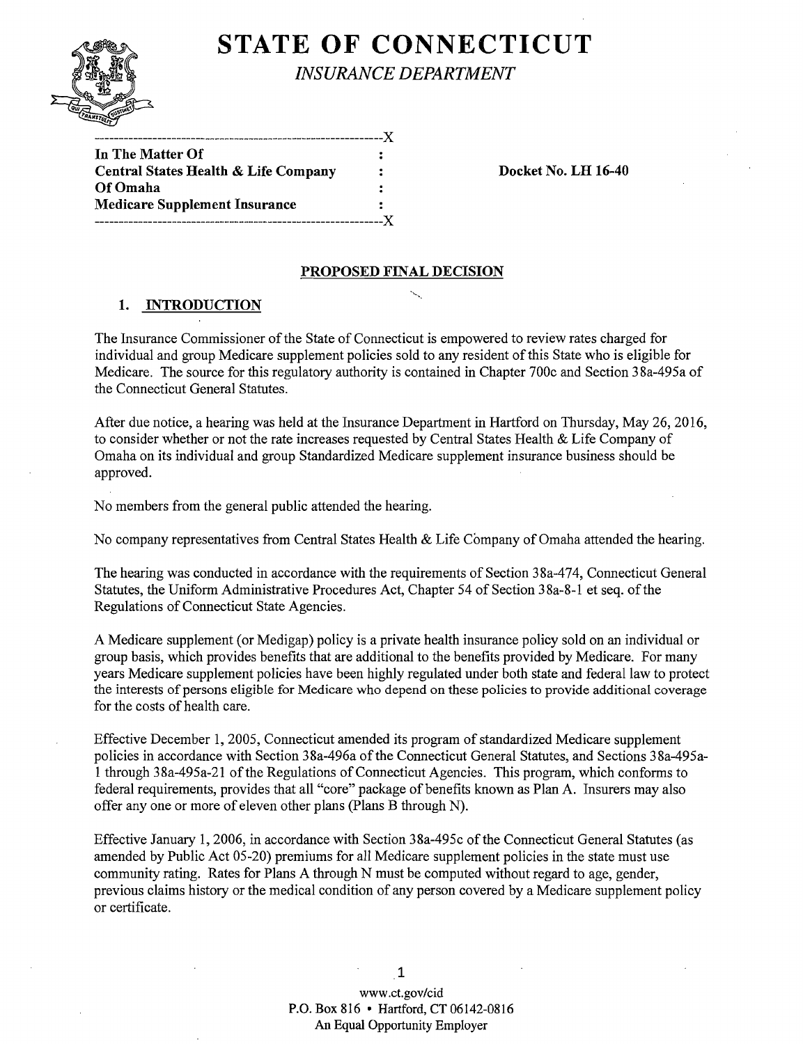# STATE OF CONNECTICUT

*INSURANCE DEPARTMENT*

```
-------------------------------------------------------------X
In The Matter Of                                :
Central States Health & Life Company            :     Docket No. LH 16-40
Of Omaha                                        :
Medicare Supplement Insurance                   :
-------------------------------------------------------------X
```

## PROPOSED FINAL DECISION

### 1. INTRODUCTION

The Insurance Commissioner of the State of Connecticut is empowered to review rates charged for individual and group Medicare supplement policies sold to any resident of this State who is eligible for Medicare. The source for this regulatory authority is contained in Chapter 700c and Section 38a-495a of the Connecticut General Statutes.

After due notice, a hearing was held at the Insurance Department in Hartford on Thursday, May 26, 2016, to consider whether or not the rate increases requested by Central States Health & Life Company of Omaha on its individual and group Standardized Medicare supplement insurance business should be approved.

No members from the general public attended the hearing.

No company representatives from Central States Health & Life Company of Omaha attended the hearing.

The hearing was conducted in accordance with the requirements of Section 38a-474, Connecticut General Statutes, the Uniform Administrative Procedures Act, Chapter 54 of Section 38a-8-1 et seq. of the Regulations of Connecticut State Agencies.

A Medicare supplement (or Medigap) policy is a private health insurance policy sold on an individual or group basis, which provides benefits that are additional to the benefits provided by Medicare. For many years Medicare supplement policies have been highly regulated under both state and federal law to protect the interests of persons eligible for Medicare who depend on these policies to provide additional coverage for the costs of health care.

Effective December 1, 2005, Connecticut amended its program of standardized Medicare supplement policies in accordance with Section 38a-496a of the Connecticut General Statutes, and Sections 38a-495a-1 through 38a-495a-21 of the Regulations of Connecticut Agencies. This program, which conforms to federal requirements, provides that all "core" package of benefits known as Plan A. Insurers may also offer any one or more of eleven other plans (Plans B through N).

Effective January 1, 2006, in accordance with Section 38a-495c of the Connecticut General Statutes (as amended by Public Act 05-20) premiums for all Medicare supplement policies in the state must use community rating. Rates for Plans A through N must be computed without regard to age, gender, previous claims history or the medical condition of any person covered by a Medicare supplement policy or certificate.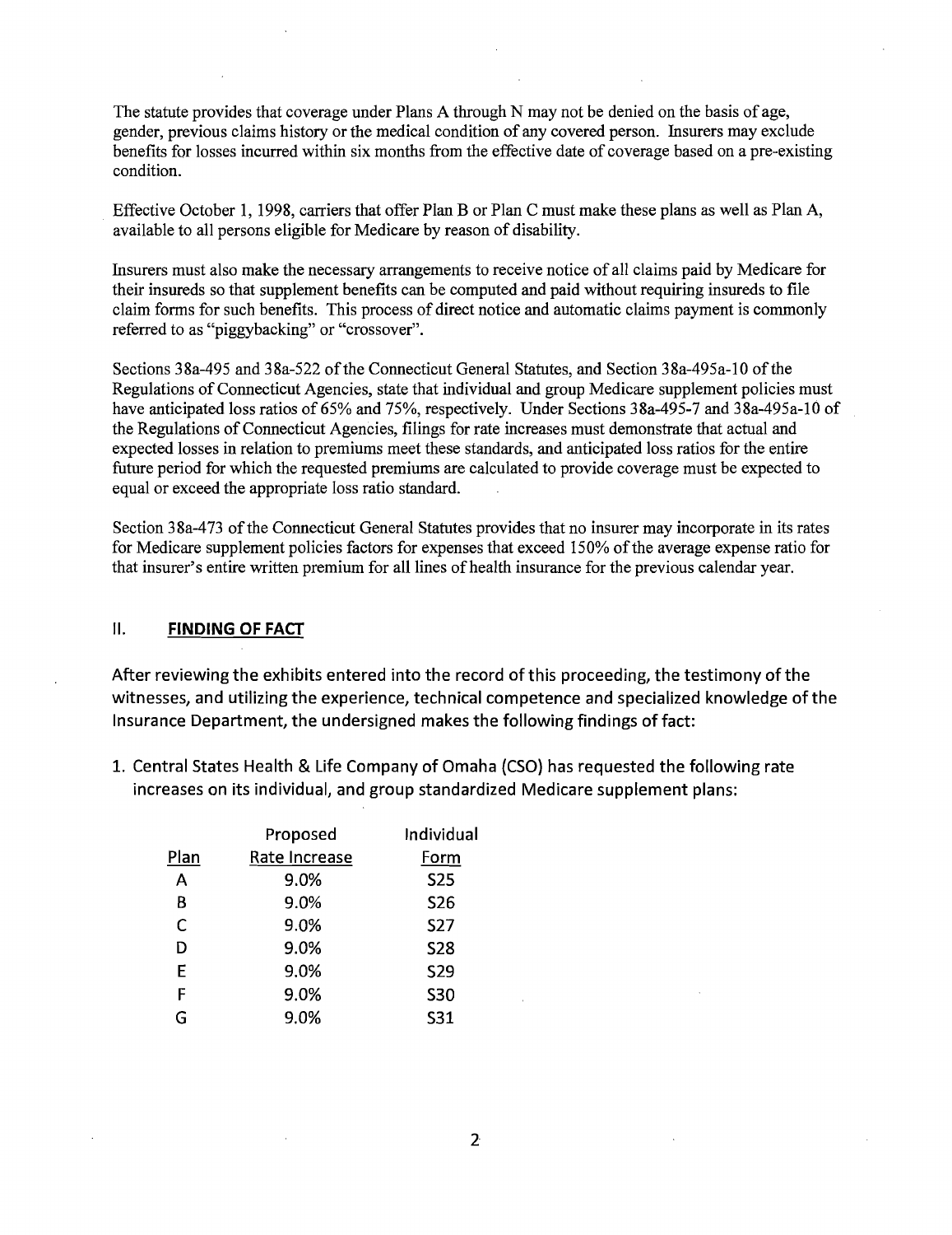The statute provides that coverage under Plans A through N may not be denied on the basis of age, gender, previous claims history or the medical condition of any covered person. Insurers may exclude benefits for losses incurred within six months from the effective date of coverage based on a pre-existing condition.

Effective October 1, 1998, carriers that offer Plan B or Plan C must make these plans as well as Plan A, available to all persons eligible for Medicare by reason of disability.

Insurers must also make the necessary arrangements to receive notice of all claims paid by Medicare for their insureds so that supplement benefits can be computed and paid without requiring insureds to file claim forms for such benefits. This process of direct notice and automatic claims payment is commonly referred to as "piggybacking" or "crossover".

Sections 38a-495 and 38a-522 of the Connecticut General Statutes, and Section 38a-495a-10 of the Regulations of Connecticut Agencies, state that individual and group Medicare supplement policies must have anticipated loss ratios of 65% and 75%, respectively. Under Sections 38a-495-7 and 38a-495a-10 of the Regulations of Connecticut Agencies, filings for rate increases must demonstrate that actual and expected losses in relation to premiums meet these standards, and anticipated loss ratios for the entire future period for which the requested premiums are calculated to provide coverage must be expected to equal or exceed the appropriate loss ratio standard.

Section 38a-473 of the Connecticut General Statutes provides that no insurer may incorporate in its rates for Medicare supplement policies factors for expenses that exceed 150% of the average expense ratio for that insurer's entire written premium for all lines of health insurance for the previous calendar year.

## II. **FINDING OF FACT**

After reviewing the exhibits entered into the record of this proceeding, the testimony of the witnesses, and utilizing the experience, technical competence and specialized knowledge of the Insurance Department, the undersigned makes the following findings of fact:

1. Central States Health & Life Company of Omaha (CSO) has requested the following rate increases on its individual, and group standardized Medicare supplement plans:

| Plan | Proposed Rate Increase | Individual Form |
|---|---|---|
| A | 9.0% | S25 |
| B | 9.0% | S26 |
| C | 9.0% | S27 |
| D | 9.0% | S28 |
| E | 9.0% | S29 |
| F | 9.0% | S30 |
| G | 9.0% | S31 |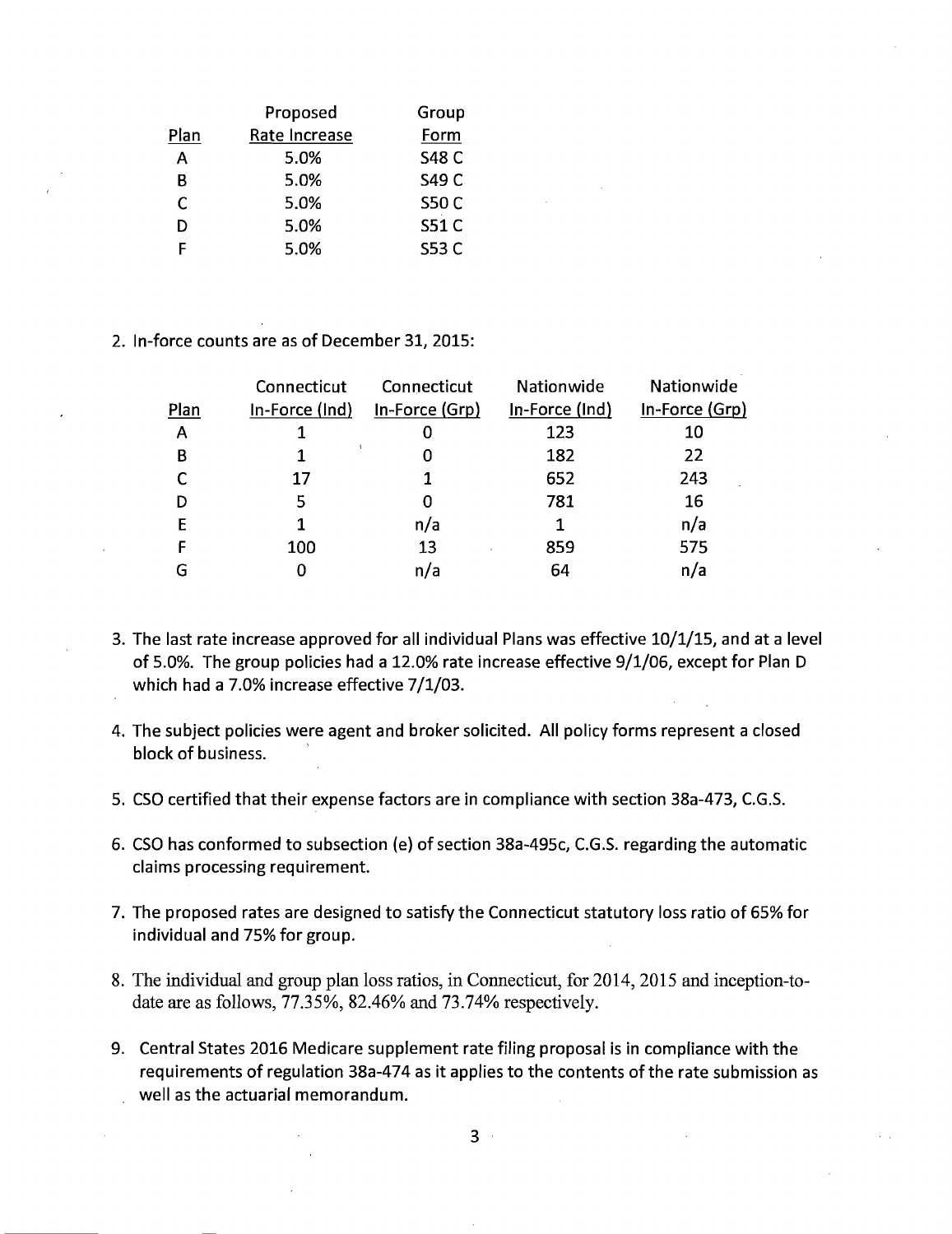| Plan | Proposed Rate Increase | Group Form |
|---|---|---|
| A | 5.0% | S48 C |
| B | 5.0% | S49 C |
| C | 5.0% | S50 C |
| D | 5.0% | S51 C |
| F | 5.0% | S53 C |

2. In-force counts are as of December 31, 2015:

| Plan | Connecticut In-Force (Ind) | Connecticut In-Force (Grp) | Nationwide In-Force (Ind) | Nationwide In-Force (Grp) |
|---|---|---|---|---|
| A | 1 | 0 | 123 | 10 |
| B | 1 | 0 | 182 | 22 |
| C | 17 | 1 | 652 | 243 |
| D | 5 | 0 | 781 | 16 |
| E | 1 | n/a | 1 | n/a |
| F | 100 | 13 | 859 | 575 |
| G | 0 | n/a | 64 | n/a |

3. The last rate increase approved for all individual Plans was effective 10/1/15, and at a level of 5.0%. The group policies had a 12.0% rate increase effective 9/1/06, except for Plan D which had a 7.0% increase effective 7/1/03.

4. The subject policies were agent and broker solicited. All policy forms represent a closed block of business.

5. CSO certified that their expense factors are in compliance with section 38a-473, C.G.S.

6. CSO has conformed to subsection (e) of section 38a-495c, C.G.S. regarding the automatic claims processing requirement.

7. The proposed rates are designed to satisfy the Connecticut statutory loss ratio of 65% for individual and 75% for group.

8. The individual and group plan loss ratios, in Connecticut, for 2014, 2015 and inception-to-date are as follows, 77.35%, 82.46% and 73.74% respectively.

9. Central States 2016 Medicare supplement rate filing proposal is in compliance with the requirements of regulation 38a-474 as it applies to the contents of the rate submission as well as the actuarial memorandum.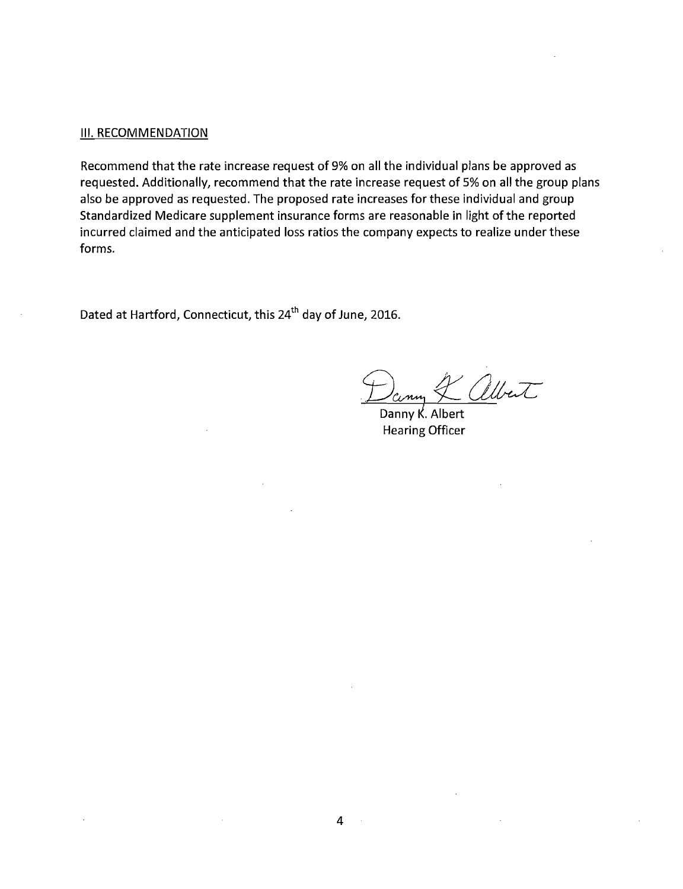## III. RECOMMENDATION

Recommend that the rate increase request of 9% on all the individual plans be approved as requested. Additionally, recommend that the rate increase request of 5% on all the group plans also be approved as requested. The proposed rate increases for these individual and group Standardized Medicare supplement insurance forms are reasonable in light of the reported incurred claimed and the anticipated loss ratios the company expects to realize under these forms.

Dated at Hartford, Connecticut, this 24th day of June, 2016.

Danny K. Albert
Hearing Officer